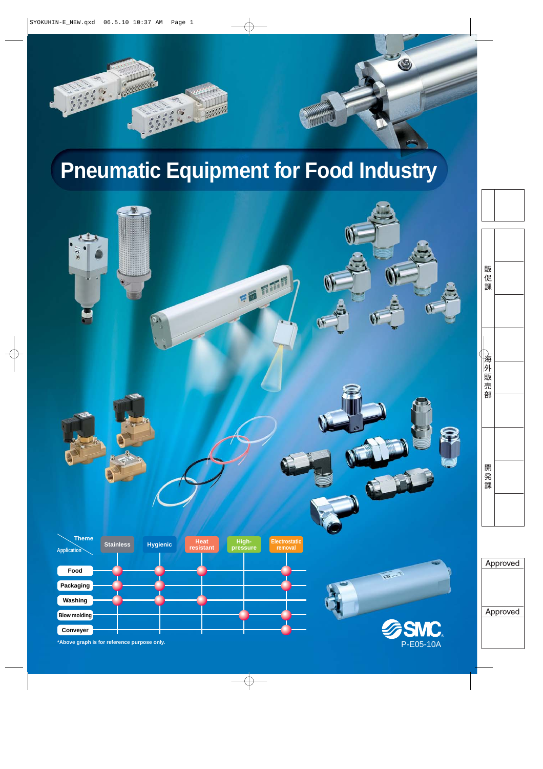# Pneumatic Equipment for Food Industry

| Application \ Theme | Stainless | Hygienic | Heat resistant | High-pressure | Electrostatic removal |
|---|---|---|---|---|---|
| Food | ● | ● | ● | | ● |
| Packaging | ● | ● | | | ● |
| Washing | ● | ● | ● | | |
| Blow molding | | | | ● | ● |
| Conveyer | | | | | ● |

*Above graph is for reference purpose only.

SMC

P-E05-10A

販促課

海外販売部

開発課

Approved

Approved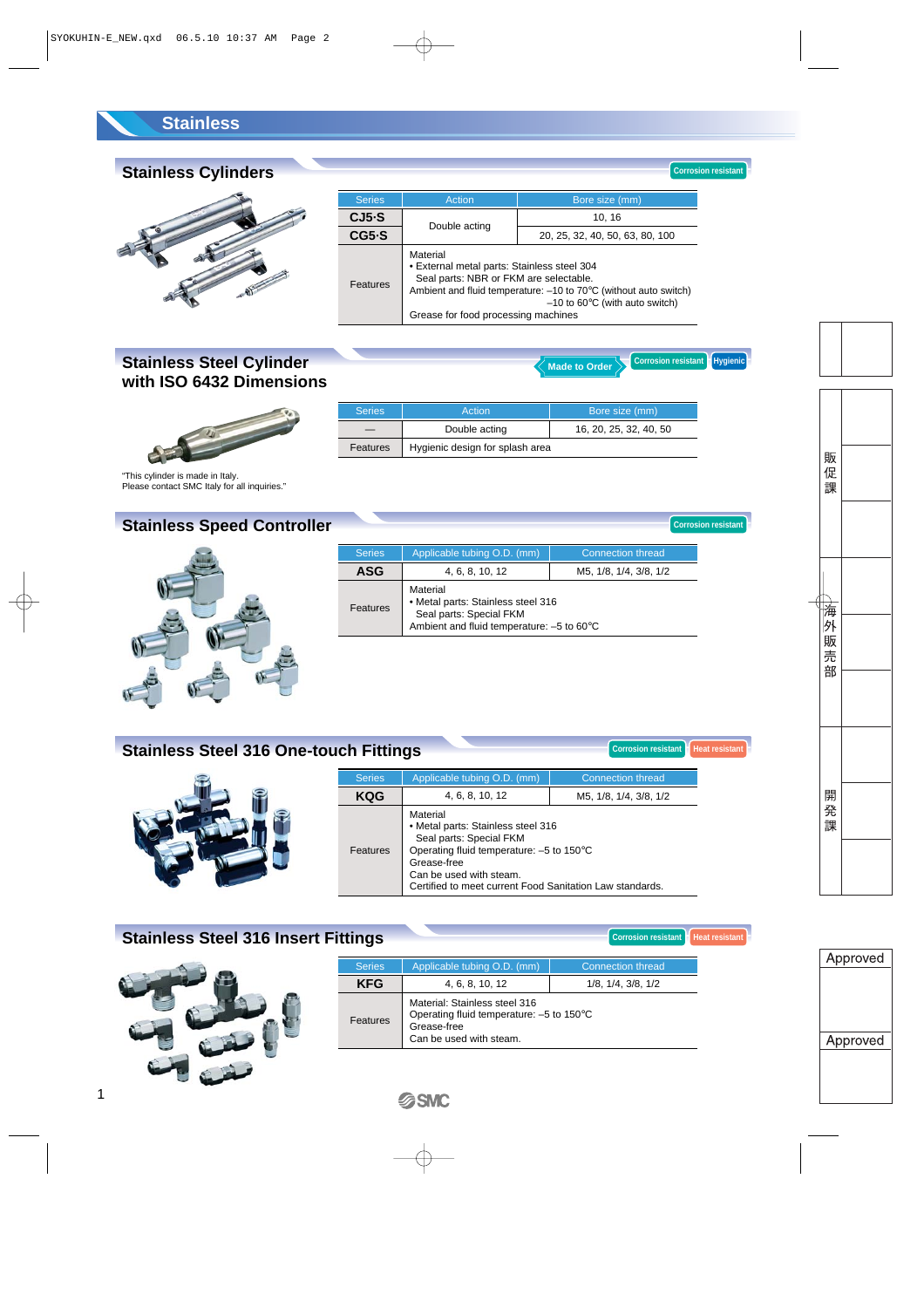# Stainless

## Stainless Cylinders

Corrosion resistant

| Series | Action | Bore size (mm) |
|---|---|---|
| CJ5·S | Double acting | 10, 16 |
| CG5·S | | 20, 25, 32, 40, 50, 63, 80, 100 |
| Features | Material<br>• External metal parts: Stainless steel 304<br>Seal parts: NBR or FKM are selectable.<br>Ambient and fluid temperature: –10 to 70°C (without auto switch)<br>–10 to 60°C (with auto switch)<br>Grease for food processing machines | |

## Stainless Steel Cylinder with ISO 6432 Dimensions

Made to Order　Corrosion resistant　Hygienic

| Series | Action | Bore size (mm) |
|---|---|---|
| — | Double acting | 16, 20, 25, 32, 40, 50 |
| Features | Hygienic design for splash area | |

"This cylinder is made in Italy.
Please contact SMC Italy for all inquiries."

## Stainless Speed Controller

Corrosion resistant

| Series | Applicable tubing O.D. (mm) | Connection thread |
|---|---|---|
| ASG | 4, 6, 8, 10, 12 | M5, 1/8, 1/4, 3/8, 1/2 |
| Features | Material<br>• Metal parts: Stainless steel 316<br>Seal parts: Special FKM<br>Ambient and fluid temperature: –5 to 60°C | |

## Stainless Steel 316 One-touch Fittings

Corrosion resistant　Heat resistant

| Series | Applicable tubing O.D. (mm) | Connection thread |
|---|---|---|
| KQG | 4, 6, 8, 10, 12 | M5, 1/8, 1/4, 3/8, 1/2 |
| Features | Material<br>• Metal parts: Stainless steel 316<br>Seal parts: Special FKM<br>Operating fluid temperature: –5 to 150°C<br>Grease-free<br>Can be used with steam.<br>Certified to meet current Food Sanitation Law standards. | |

## Stainless Steel 316 Insert Fittings

Corrosion resistant　Heat resistant

| Series | Applicable tubing O.D. (mm) | Connection thread |
|---|---|---|
| KFG | 4, 6, 8, 10, 12 | 1/8, 1/4, 3/8, 1/2 |
| Features | Material: Stainless steel 316<br>Operating fluid temperature: –5 to 150°C<br>Grease-free<br>Can be used with steam. | |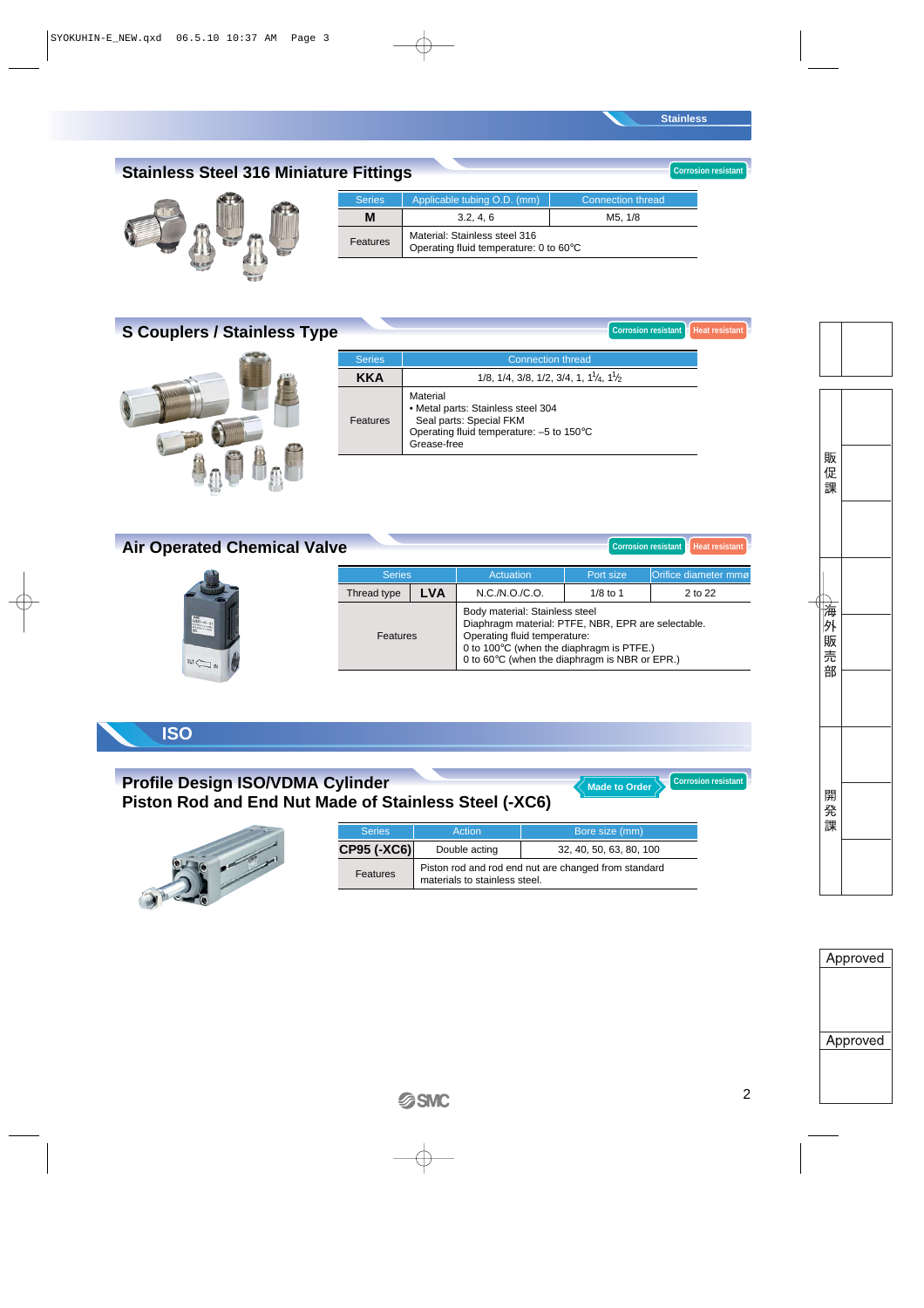## Stainless Steel 316 Miniature Fittings

Corrosion resistant

| Series | Applicable tubing O.D. (mm) | Connection thread |
|---|---|---|
| **M** | 3.2, 4, 6 | M5, 1/8 |
| Features | Material: Stainless steel 316<br>Operating fluid temperature: 0 to 60°C | |

## S Couplers / Stainless Type

Corrosion resistant | Heat resistant

| Series | Connection thread |
|---|---|
| **KKA** | 1/8, 1/4, 3/8, 1/2, 3/4, 1, 1¼, 1½ |
| Features | Material<br>• Metal parts: Stainless steel 304<br>Seal parts: Special FKM<br>Operating fluid temperature: –5 to 150°C<br>Grease-free |

## Air Operated Chemical Valve

Corrosion resistant | Heat resistant

| Series | | Actuation | Port size | Orifice diameter mmø |
|---|---|---|---|---|
| Thread type | **LVA** | N.C./N.O./C.O. | 1/8 to 1 | 2 to 22 |
| Features | | Body material: Stainless steel<br>Diaphragm material: PTFE, NBR, EPR are selectable.<br>Operating fluid temperature:<br>0 to 100°C (when the diaphragm is PTFE.)<br>0 to 60°C (when the diaphragm is NBR or EPR.) | | |

# ISO

## Profile Design ISO/VDMA Cylinder Piston Rod and End Nut Made of Stainless Steel (-XC6)

Made to Order | Corrosion resistant

| Series | Action | Bore size (mm) |
|---|---|---|
| **CP95 (-XC6)** | Double acting | 32, 40, 50, 63, 80, 100 |
| Features | Piston rod and rod end nut are changed from standard materials to stainless steel. | |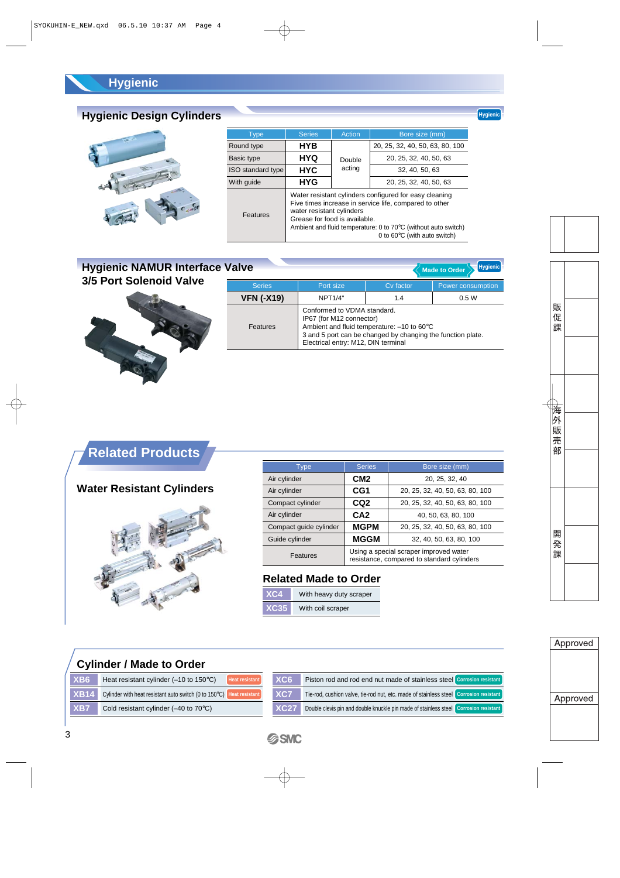# Hygienic

## Hygienic Design Cylinders

Hygienic

| Type | Series | Action | Bore size (mm) |
| --- | --- | --- | --- |
| Round type | **HYB** | Double acting | 20, 25, 32, 40, 50, 63, 80, 100 |
| Basic type | **HYQ** | | 20, 25, 32, 40, 50, 63 |
| ISO standard type | **HYC** | | 32, 40, 50, 63 |
| With guide | **HYG** | | 20, 25, 32, 40, 50, 63 |
| Features | Water resistant cylinders configured for easy cleaning<br>Five times increase in service life, compared to other water resistant cylinders<br>Grease for food is available.<br>Ambient and fluid temperature: 0 to 70°C (without auto switch)<br>0 to 60°C (with auto switch) | | |

## Hygienic NAMUR Interface Valve
## 3/5 Port Solenoid Valve

Made to Order | Hygienic

| Series | Port size | Cv factor | Power consumption |
| --- | --- | --- | --- |
| **VFN (-X19)** | NPT1/4" | 1.4 | 0.5 W |
| Features | Conformed to VDMA standard.<br>IP67 (for M12 connector)<br>Ambient and fluid temperature: –10 to 60°C<br>3 and 5 port can be changed by changing the function plate.<br>Electrical entry: M12, DIN terminal | | |

# Related Products

## Water Resistant Cylinders

| Type | Series | Bore size (mm) |
| --- | --- | --- |
| Air cylinder | **CM2** | 20, 25, 32, 40 |
| Air cylinder | **CG1** | 20, 25, 32, 40, 50, 63, 80, 100 |
| Compact cylinder | **CQ2** | 20, 25, 32, 40, 50, 63, 80, 100 |
| Air cylinder | **CA2** | 40, 50, 63, 80, 100 |
| Compact guide cylinder | **MGPM** | 20, 25, 32, 40, 50, 63, 80, 100 |
| Guide cylinder | **MGGM** | 32, 40, 50, 63, 80, 100 |
| Features | Using a special scraper improved water resistance, compared to standard cylinders | |

## Related Made to Order

| | |
| --- | --- |
| **XC4** | With heavy duty scraper |
| **XC35** | With coil scraper |

## Cylinder / Made to Order

| | |
| --- | --- |
| **XB6** | Heat resistant cylinder (–10 to 150°C) Heat resistant |
| **XB14** | Cylinder with heat resistant auto switch (0 to 150°C) Heat resistant |
| **XB7** | Cold resistant cylinder (–40 to 70°C) |

| | |
| --- | --- |
| **XC6** | Piston rod and rod end nut made of stainless steel Corrosion resistant |
| **XC7** | Tie-rod, cushion valve, tie-rod nut, etc. made of stainless steel Corrosion resistant |
| **XC27** | Double clevis pin and double knuckle pin made of stainless steel Corrosion resistant |

販促課

海外販売部

開発課

Approved

Approved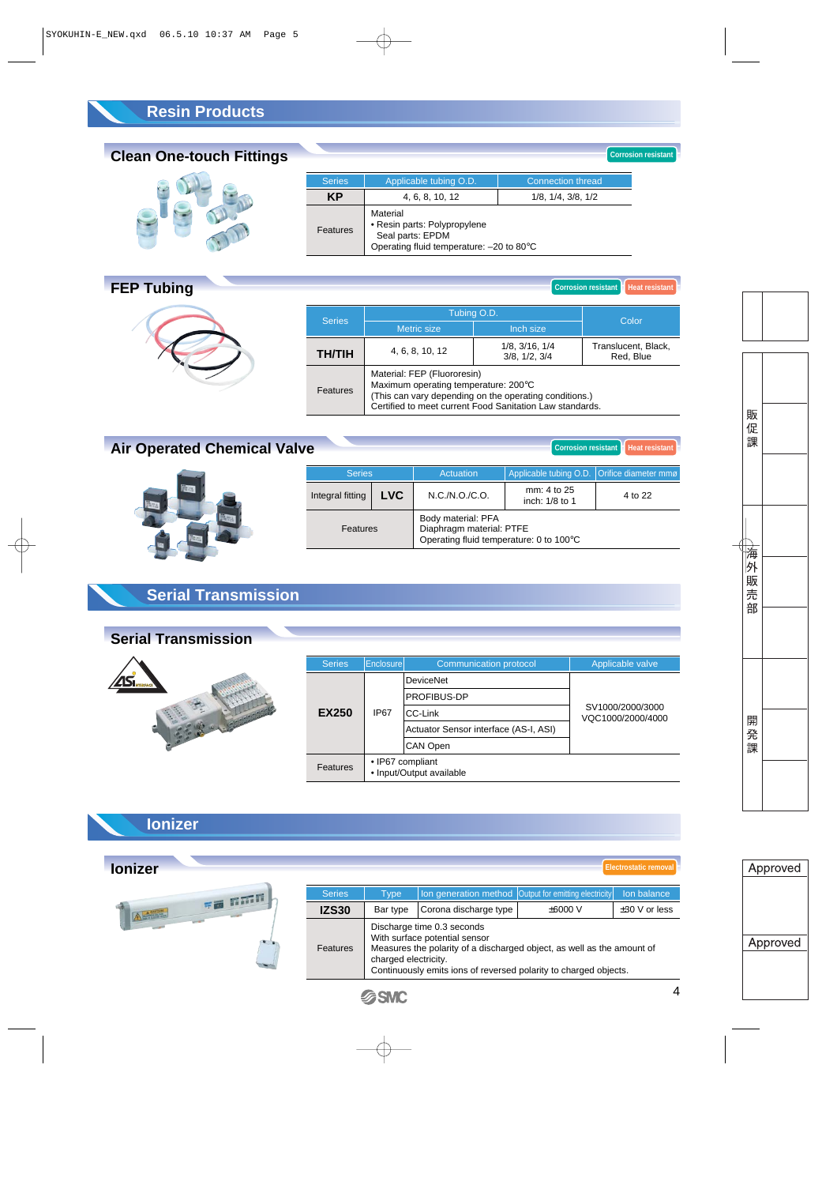# Resin Products

## Clean One-touch Fittings

Corrosion resistant

| Series | Applicable tubing O.D. | Connection thread |
|---|---|---|
| **KP** | 4, 6, 8, 10, 12 | 1/8, 1/4, 3/8, 1/2 |
| Features | Material<br>• Resin parts: Polypropylene<br>Seal parts: EPDM<br>Operating fluid temperature: –20 to 80°C | |

## FEP Tubing

Corrosion resistant | Heat resistant

| Series | Tubing O.D. | | Color |
|---|---|---|---|
| | Metric size | Inch size | |
| **TH/TIH** | 4, 6, 8, 10, 12 | 1/8, 3/16, 1/4<br>3/8, 1/2, 3/4 | Translucent, Black, Red, Blue |
| Features | Material: FEP (Fluororesin)<br>Maximum operating temperature: 200°C<br>(This can vary depending on the operating conditions.)<br>Certified to meet current Food Sanitation Law standards. | | |

## Air Operated Chemical Valve

Corrosion resistant | Heat resistant

| Series | | Actuation | Applicable tubing O.D. | Orifice diameter mmø |
|---|---|---|---|---|
| Integral fitting | **LVC** | N.C./N.O./C.O. | mm: 4 to 25<br>inch: 1/8 to 1 | 4 to 22 |
| Features | | Body material: PFA<br>Diaphragm material: PTFE<br>Operating fluid temperature: 0 to 100°C | | |

# Serial Transmission

## Serial Transmission

| Series | Enclosure | Communication protocol | Applicable valve |
|---|---|---|---|
| **EX250** | IP67 | DeviceNet | SV1000/2000/3000<br>VQC1000/2000/4000 |
| | | PROFIBUS-DP | |
| | | CC-Link | |
| | | Actuator Sensor interface (AS-I, ASI) | |
| | | CAN Open | |
| Features | • IP67 compliant<br>• Input/Output available | | |

# Ionizer

## Ionizer

Electrostatic removal

| Series | Type | Ion generation method | Output for emitting electricity | Ion balance |
|---|---|---|---|---|
| **IZS30** | Bar type | Corona discharge type | ±6000 V | ±30 V or less |
| Features | Discharge time 0.3 seconds<br>With surface potential sensor<br>Measures the polarity of a discharged object, as well as the amount of charged electricity.<br>Continuously emits ions of reversed polarity to charged objects. | | | |

販促課

海外販売部

開発課

Approved

Approved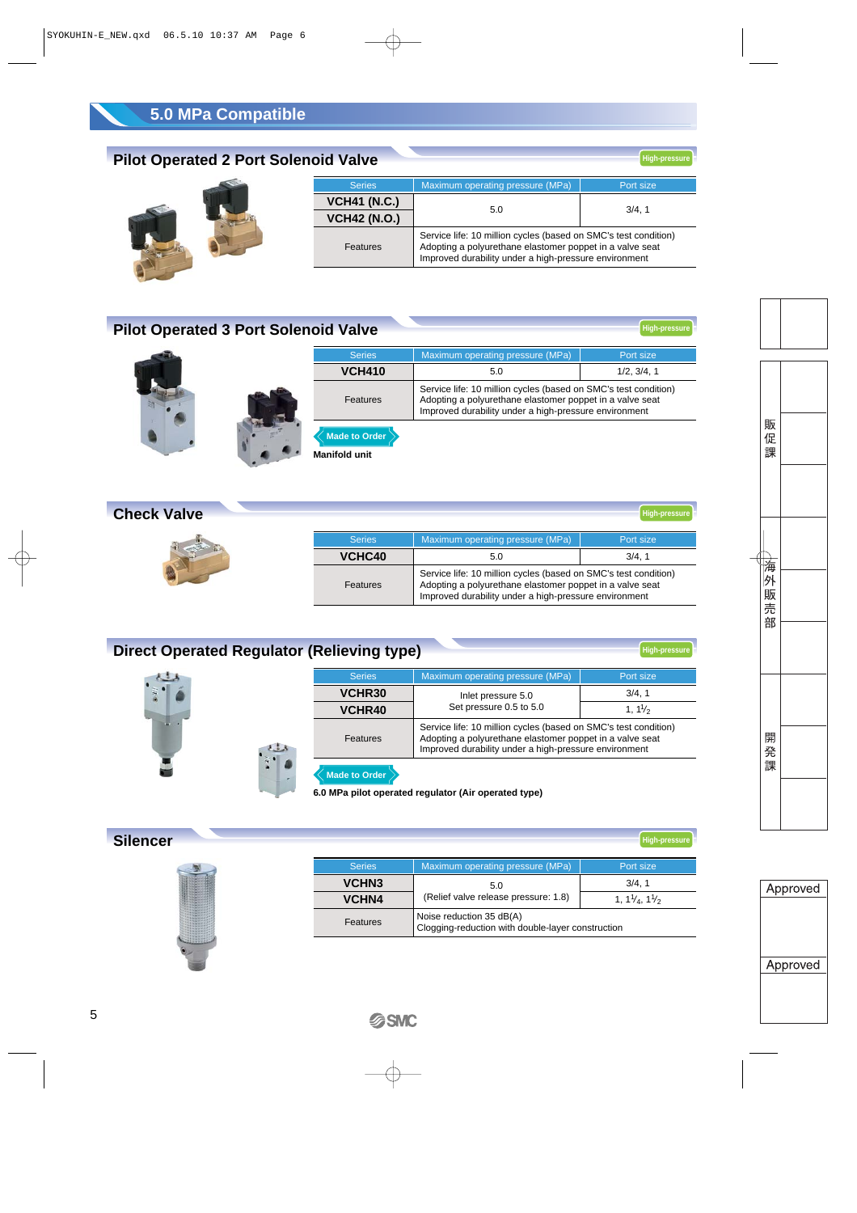# 5.0 MPa Compatible

## Pilot Operated 2 Port Solenoid Valve

High-pressure

| Series | Maximum operating pressure (MPa) | Port size |
|---|---|---|
| **VCH41 (N.C.)** | 5.0 | 3/4, 1 |
| **VCH42 (N.O.)** | | |
| Features | Service life: 10 million cycles (based on SMC's test condition)<br>Adopting a polyurethane elastomer poppet in a valve seat<br>Improved durability under a high-pressure environment | |

## Pilot Operated 3 Port Solenoid Valve

High-pressure

| Series | Maximum operating pressure (MPa) | Port size |
|---|---|---|
| **VCH410** | 5.0 | 1/2, 3/4, 1 |
| Features | Service life: 10 million cycles (based on SMC's test condition)<br>Adopting a polyurethane elastomer poppet in a valve seat<br>Improved durability under a high-pressure environment | |

Made to Order

**Manifold unit**

## Check Valve

High-pressure

| Series | Maximum operating pressure (MPa) | Port size |
|---|---|---|
| **VCHC40** | 5.0 | 3/4, 1 |
| Features | Service life: 10 million cycles (based on SMC's test condition)<br>Adopting a polyurethane elastomer poppet in a valve seat<br>Improved durability under a high-pressure environment | |

## Direct Operated Regulator (Relieving type)

High-pressure

| Series | Maximum operating pressure (MPa) | Port size |
|---|---|---|
| **VCHR30** | Inlet pressure 5.0<br>Set pressure 0.5 to 5.0 | 3/4, 1 |
| **VCHR40** | | 1, $1\frac{1}{2}$ |
| Features | Service life: 10 million cycles (based on SMC's test condition)<br>Adopting a polyurethane elastomer poppet in a valve seat<br>Improved durability under a high-pressure environment | |

Made to Order

**6.0 MPa pilot operated regulator (Air operated type)**

## Silencer

High-pressure

| Series | Maximum operating pressure (MPa) | Port size |
|---|---|---|
| **VCHN3** | 5.0<br>(Relief valve release pressure: 1.8) | 3/4, 1 |
| **VCHN4** | | 1, $1\frac{1}{4}$, $1\frac{1}{2}$ |
| Features | Noise reduction 35 dB(A)<br>Clogging-reduction with double-layer construction | |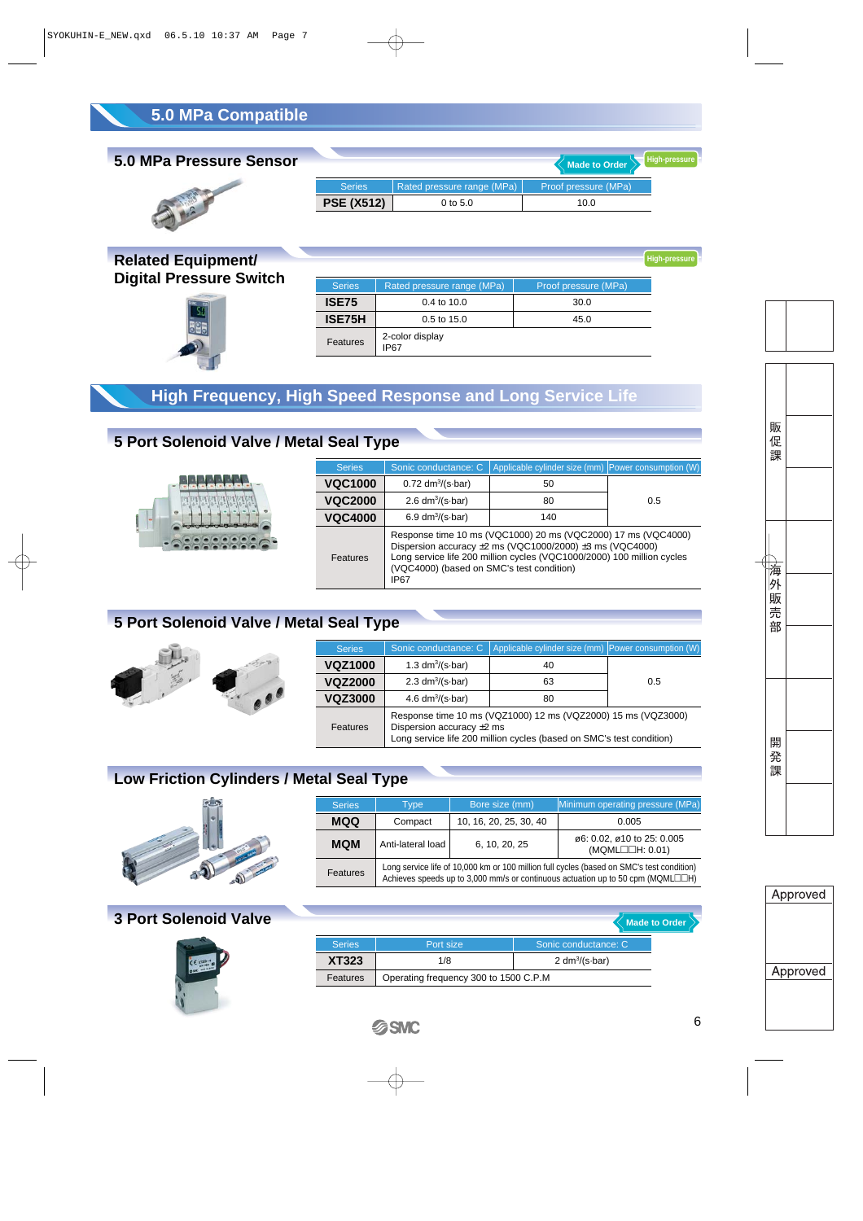# 5.0 MPa Compatible

## 5.0 MPa Pressure Sensor

Made to Order | High-pressure

| Series | Rated pressure range (MPa) | Proof pressure (MPa) |
|---|---|---|
| **PSE (X512)** | 0 to 5.0 | 10.0 |

## Related Equipment/ Digital Pressure Switch

High-pressure

| Series | Rated pressure range (MPa) | Proof pressure (MPa) |
|---|---|---|
| **ISE75** | 0.4 to 10.0 | 30.0 |
| **ISE75H** | 0.5 to 15.0 | 45.0 |
| Features | 2-color display<br>IP67 | |

# High Frequency, High Speed Response and Long Service Life

## 5 Port Solenoid Valve / Metal Seal Type

| Series | Sonic conductance: C | Applicable cylinder size (mm) | Power consumption (W) |
|---|---|---|---|
| **VQC1000** | 0.72 dm³/(s·bar) | 50 | 0.5 |
| **VQC2000** | 2.6 dm³/(s·bar) | 80 | |
| **VQC4000** | 6.9 dm³/(s·bar) | 140 | |
| Features | Response time 10 ms (VQC1000) 20 ms (VQC2000) 17 ms (VQC4000)<br>Dispersion accuracy ±2 ms (VQC1000/2000) ±3 ms (VQC4000)<br>Long service life 200 million cycles (VQC1000/2000) 100 million cycles (VQC4000) (based on SMC's test condition)<br>IP67 | | |

## 5 Port Solenoid Valve / Metal Seal Type

| Series | Sonic conductance: C | Applicable cylinder size (mm) | Power consumption (W) |
|---|---|---|---|
| **VQZ1000** | 1.3 dm³/(s·bar) | 40 | 0.5 |
| **VQZ2000** | 2.3 dm³/(s·bar) | 63 | |
| **VQZ3000** | 4.6 dm³/(s·bar) | 80 | |
| Features | Response time 10 ms (VQZ1000) 12 ms (VQZ2000) 15 ms (VQZ3000)<br>Dispersion accuracy ±2 ms<br>Long service life 200 million cycles (based on SMC's test condition) | | |

## Low Friction Cylinders / Metal Seal Type

| Series | Type | Bore size (mm) | Minimum operating pressure (MPa) |
|---|---|---|---|
| **MQQ** | Compact | 10, 16, 20, 25, 30, 40 | 0.005 |
| **MQM** | Anti-lateral load | 6, 10, 20, 25 | ø6: 0.02, ø10 to 25: 0.005<br>(MQML□□H: 0.01) |
| Features | Long service life of 10,000 km or 100 million full cycles (based on SMC's test condition)<br>Achieves speeds up to 3,000 mm/s or continuous actuation up to 50 cpm (MQML□□H) | | |

## 3 Port Solenoid Valve

Made to Order

| Series | Port size | Sonic conductance: C |
|---|---|---|
| **XT323** | 1/8 | 2 dm³/(s·bar) |
| Features | Operating frequency 300 to 1500 C.P.M | |

SMC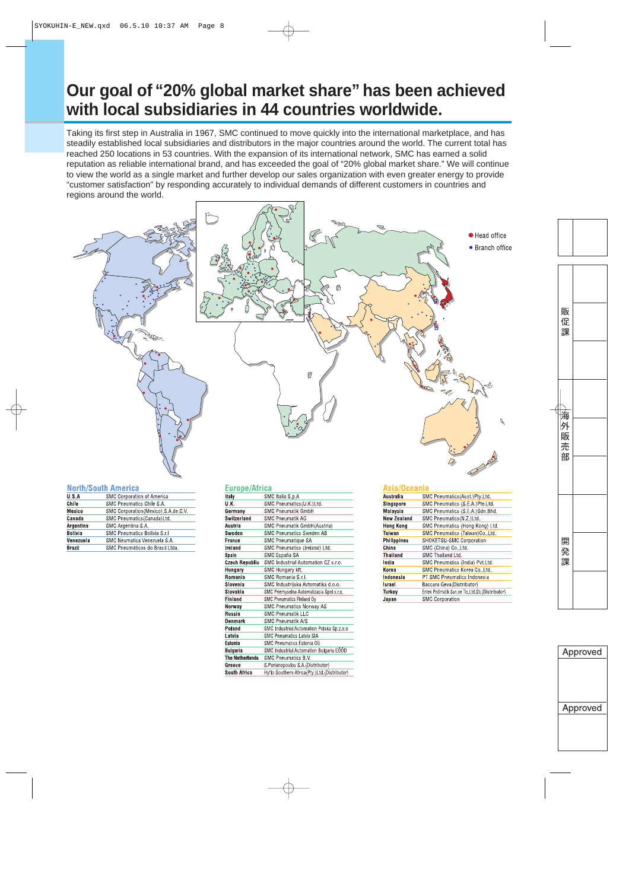# Our goal of “20% global market share” has been achieved with local subsidiaries in 44 countries worldwide.

Taking its first step in Australia in 1967, SMC continued to move quickly into the international marketplace, and has steadily established local subsidiaries and distributors in the major countries around the world. The current total has reached 250 locations in 53 countries. With the expansion of its international network, SMC has earned a solid reputation as reliable international brand, and has exceeded the goal of “20% global market share.” We will continue to view the world as a single market and further develop our sales organization with even greater energy to provide “customer satisfaction” by responding accurately to individual demands of different customers in countries and regions around the world.

● Head office
• Branch office

### North/South America

| | |
|---|---|
| U.S.A | SMC Corporation of America |
| Chile | SMC Pneumatics Chile S.A. |
| Mexico | SMC Corporation(Mexico),S.A.de.C.V. |
| Canada | SMC Pneumatics(Canada)Ltd. |
| Argentina | SMC Argentina S.A. |
| Bolivia | SMC Pneumatics Bolivia S.r.l |
| Venezuela | SMC Neumatica Venezuela S.A. |
| Brazil | SMC Pneumáticos do Brasil Ltda. |

### Europe/Africa

| | |
|---|---|
| Italy | SMC Italia S.p.A |
| U.K. | SMC Pneumatics(U.K.)Ltd. |
| Germany | SMC Pneumatik GmbH |
| Switzerland | SMC Pneumatik AG |
| Austria | SMC Pneumatik GmbH(Austria) |
| Sweden | SMC Pneumatics Sweden AB |
| France | SMC Pneumatique SA |
| Ireland | SMC Pneumatics (Ireland) Ltd. |
| Spain | SMC España SA |
| Czech Republic | SMC Industrial Automation CZ s.r.o. |
| Hungary | SMC Hungary kft. |
| Romania | SMC Romania S.r.l. |
| Slovenia | SMC Industrijska Avtomatika d.o.o. |
| Slovakia | SMC Priemyselna Automatizacia Spol s.r.o. |
| Finland | SMC Pneumatics Finland Oy |
| Norway | SMC Pneumatics Norway AS |
| Russia | SMC Pneumatik LLC |
| Denmark | SMC Pneumatik A/S |
| Poland | SMC Industrial Automation Polska Sp.z.o.o |
| Latvia | SMC Pneumatics Latvia SIA |
| Estonia | SMC Pneumatics Estonia OÜ |
| Bulgaria | SMC Industrial Automation Bulgaria EOOD |
| The Netherlands | SMC Pneumatics B.V. |
| Greece | S.Parianopoulos S.A.(Distributor) |
| South Africa | Hyflo Southern Africa(Pty.)Ltd.(Distributor) |

### Asia/Oceania

| | |
|---|---|
| Australia | SMC Pneumatics(Aust.)Pty.Ltd. |
| Singapore | SMC Pneumatics (S.E.A.)Pte.Ltd. |
| Malaysia | SMC Pneumatics (S.E.A.)Sdn.Bhd. |
| New Zealand | SMC Pneumatics(N.Z.)Ltd. |
| Hong Kong | SMC Pneumatics (Hong Kong) Ltd. |
| Taiwan | SMC Pneumatics (Taiwan)Co.,Ltd. |
| Philippines | SHOKETSU-SMC Corporation |
| China | SMC (China) Co.,Ltd. |
| Thailand | SMC Thailand Ltd. |
| India | SMC Pneumatics (India) Pvt.Ltd. |
| Korea | SMC Pneumatics Korea Co.,Ltd. |
| Indonesia | PT SMC Pneumatics Indonesia |
| Israel | Baccara Geva(Distributor) |
| Turkey | Entek Pnömatik San.ve Tic.Ltd.Sti.(Distributor) |
| Japan | SMC Corporation |